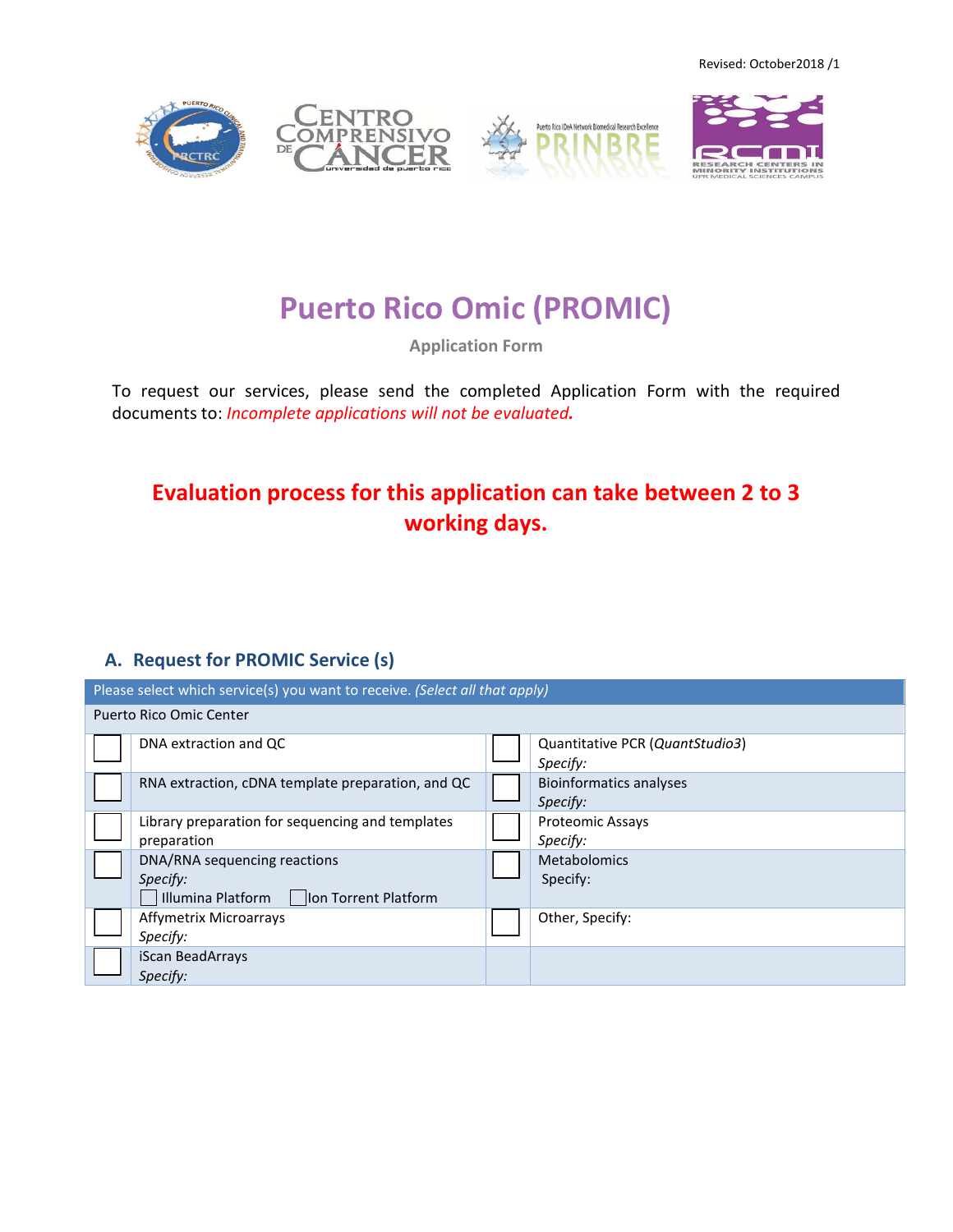Revised: October2018 /1

# Puerto Rico Omic (PROMIC)

**Application Form**

To request our services, please send the completed Application Form with the required documents to: *Incomplete applications will not be evaluated.*

**Evaluation process for this application can take between 2 to 3 working days.**

## A. Request for PROMIC Service (s)

| Please select which service(s) you want to receive. *(Select all that apply)* | | | |
|---|---|---|---|
| Puerto Rico Omic Center | | | |
| ☐ | DNA extraction and QC | ☐ | Quantitative PCR (*QuantStudio3*)<br>*Specify:* |
| ☐ | RNA extraction, cDNA template preparation, and QC | ☐ | Bioinformatics analyses<br>*Specify:* |
| ☐ | Library preparation for sequencing and templates preparation | ☐ | Proteomic Assays<br>*Specify:* |
| ☐ | DNA/RNA sequencing reactions<br>*Specify:*<br>☐ Illumina Platform ☐ Ion Torrent Platform | ☐ | Metabolomics<br>Specify: |
| ☐ | Affymetrix Microarrays<br>*Specify:* | ☐ | Other, Specify: |
| ☐ | iScan BeadArrays<br>*Specify:* | | |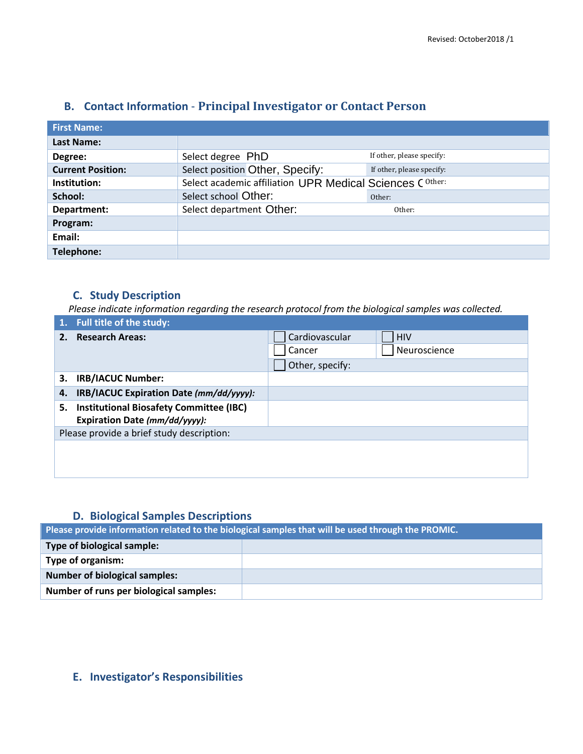## B. Contact Information - Principal Investigator or Contact Person

| First Name: | | |
|---|---|---|
| Last Name: | | |
| Degree: | Select degree PhD | If other, please specify: |
| Current Position: | Select position Other, Specify: | If other, please specify: |
| Institution: | Select academic affiliation UPR Medical Sciences C | Other: |
| School: | Select school Other: | Other: |
| Department: | Select department Other: | Other: |
| Program: | | |
| Email: | | |
| Telephone: | | |

## C. Study Description

*Please indicate information regarding the research protocol from the biological samples was collected.*

| 1. Full title of the study: | | |
|---|---|---|
| 2. Research Areas: | ☐ Cardiovascular | ☐ HIV |
| | ☐ Cancer | ☐ Neuroscience |
| | ☐ Other, specify: | |
| 3. IRB/IACUC Number: | | |
| 4. IRB/IACUC Expiration Date *(mm/dd/yyyy):* | | |
| 5. Institutional Biosafety Committee (IBC) Expiration Date *(mm/dd/yyyy):* | | |
| Please provide a brief study description: | | |
| | | |

## D. Biological Samples Descriptions

| Please provide information related to the biological samples that will be used through the PROMIC. | |
|---|---|
| Type of biological sample: | |
| Type of organism: | |
| Number of biological samples: | |
| Number of runs per biological samples: | |

## E. Investigator's Responsibilities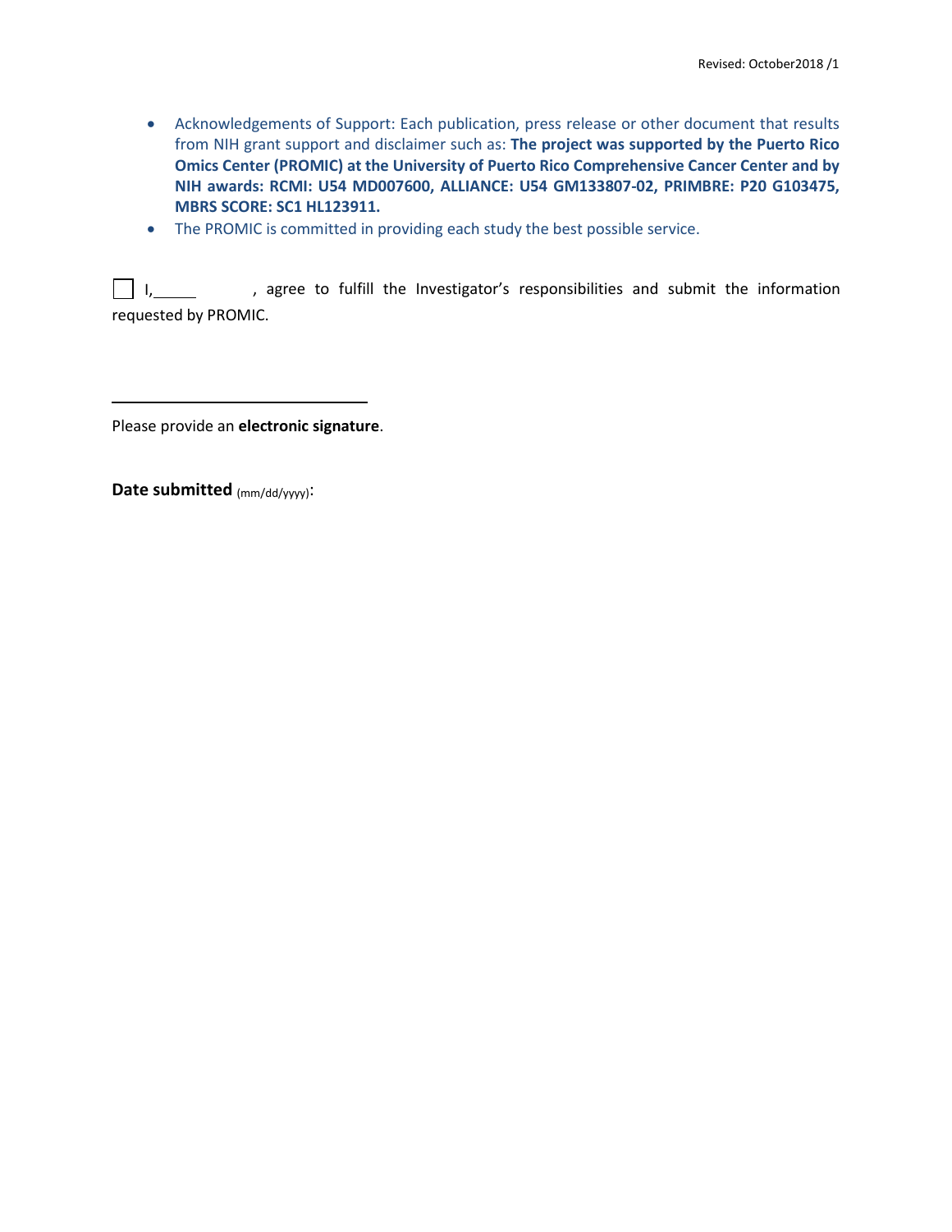- Acknowledgements of Support: Each publication, press release or other document that results from NIH grant support and disclaimer such as: **The project was supported by the Puerto Rico Omics Center (PROMIC) at the University of Puerto Rico Comprehensive Cancer Center and by NIH awards: RCMI: U54 MD007600, ALLIANCE: U54 GM133807-02, PRIMBRE: P20 G103475, MBRS SCORE: SC1 HL123911.**
- The PROMIC is committed in providing each study the best possible service.

☐ I,\_\_\_\_\_\_ , agree to fulfill the Investigator's responsibilities and submit the information requested by PROMIC.

\_\_\_\_\_\_\_\_\_\_\_\_\_\_\_\_\_\_\_\_\_\_\_\_\_\_\_\_\_\_\_\_

Please provide an **electronic signature**.

**Date submitted** (mm/dd/yyyy):